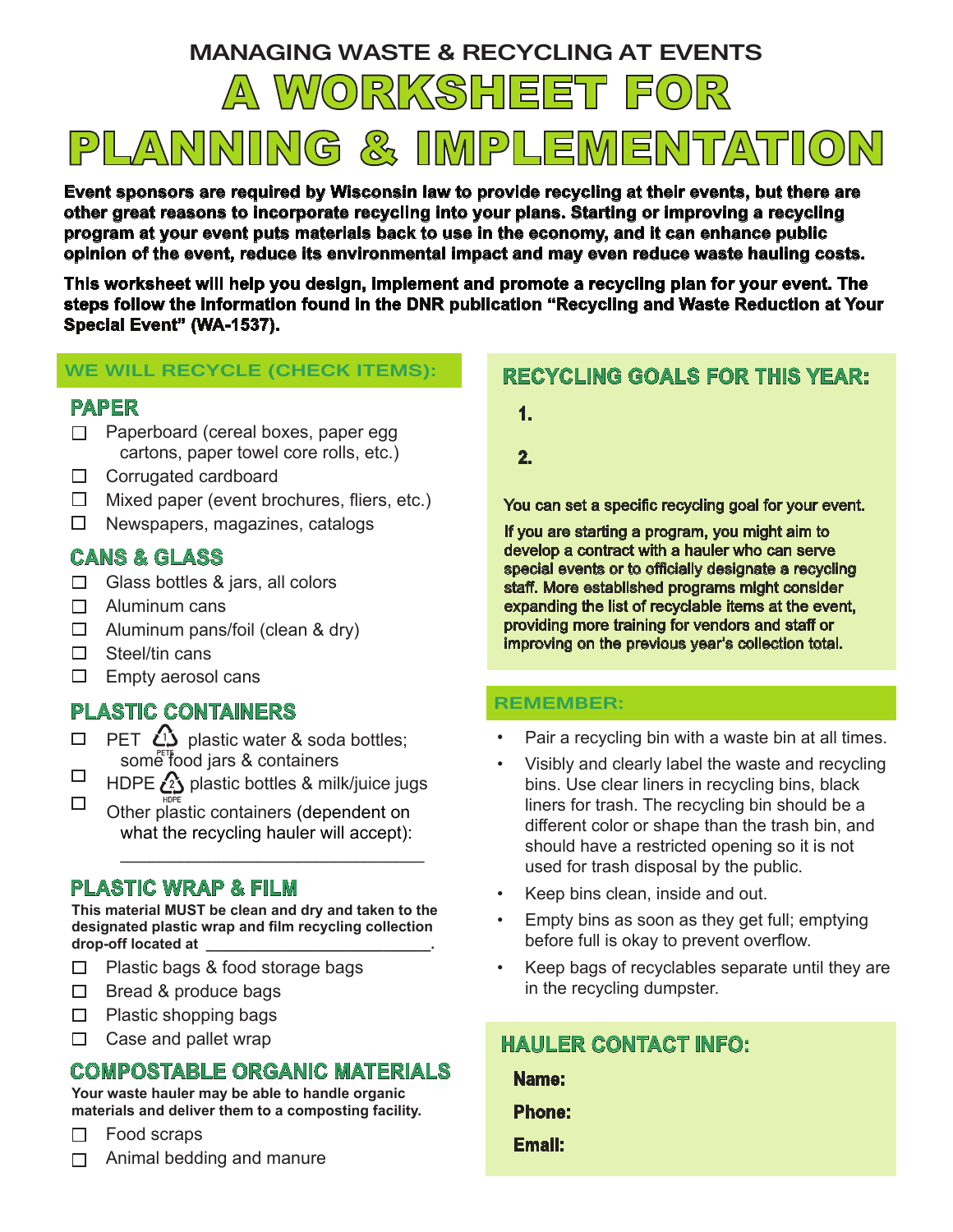MANAGING WASTE & RECYCLING AT EVENTS

# A WORKSHEET FOR PLANNING & IMPLEMENTATION

**Event sponsors are required by Wisconsin law to provide recycling at their events, but there are other great reasons to incorporate recycling into your plans. Starting or improving a recycling program at your event puts materials back to use in the economy, and it can enhance public opinion of the event, reduce its environmental impact and may even reduce waste hauling costs.**

**This worksheet will help you design, implement and promote a recycling plan for your event. The steps follow the information found in the DNR publication "Recycling and Waste Reduction at Your Special Event" (WA-1537).**

## WE WILL RECYCLE (CHECK ITEMS):

### PAPER

- ☐ Paperboard (cereal boxes, paper egg cartons, paper towel core rolls, etc.)
- ☐ Corrugated cardboard
- ☐ Mixed paper (event brochures, fliers, etc.)
- ☐ Newspapers, magazines, catalogs

### CANS & GLASS

- ☐ Glass bottles & jars, all colors
- ☐ Aluminum cans
- ☐ Aluminum pans/foil (clean & dry)
- ☐ Steel/tin cans
- ☐ Empty aerosol cans

### PLASTIC CONTAINERS

- ☐ PET ♳ plastic water & soda bottles; some food jars & containers
- ☐ HDPE ♴ plastic bottles & milk/juice jugs
- ☐ Other plastic containers (dependent on what the recycling hauler will accept): ______________________________

### PLASTIC WRAP & FILM

**This material MUST be clean and dry and taken to the designated plastic wrap and film recycling collection drop-off located at ________________________.**

- ☐ Plastic bags & food storage bags
- ☐ Bread & produce bags
- ☐ Plastic shopping bags
- ☐ Case and pallet wrap

### COMPOSTABLE ORGANIC MATERIALS

**Your waste hauler may be able to handle organic materials and deliver them to a composting facility.**

- ☐ Food scraps
- ☐ Animal bedding and manure

## RECYCLING GOALS FOR THIS YEAR:

**1.**

**2.**

You can set a specific recycling goal for your event.

If you are starting a program, you might aim to develop a contract with a hauler who can serve special events or to officially designate a recycling staff. More established programs might consider expanding the list of recyclable items at the event, providing more training for vendors and staff or improving on the previous year's collection total.

## REMEMBER:

- Pair a recycling bin with a waste bin at all times.
- Visibly and clearly label the waste and recycling bins. Use clear liners in recycling bins, black liners for trash. The recycling bin should be a different color or shape than the trash bin, and should have a restricted opening so it is not used for trash disposal by the public.
- Keep bins clean, inside and out.
- Empty bins as soon as they get full; emptying before full is okay to prevent overflow.
- Keep bags of recyclables separate until they are in the recycling dumpster.

## HAULER CONTACT INFO:

**Name:**

**Phone:**

**Email:**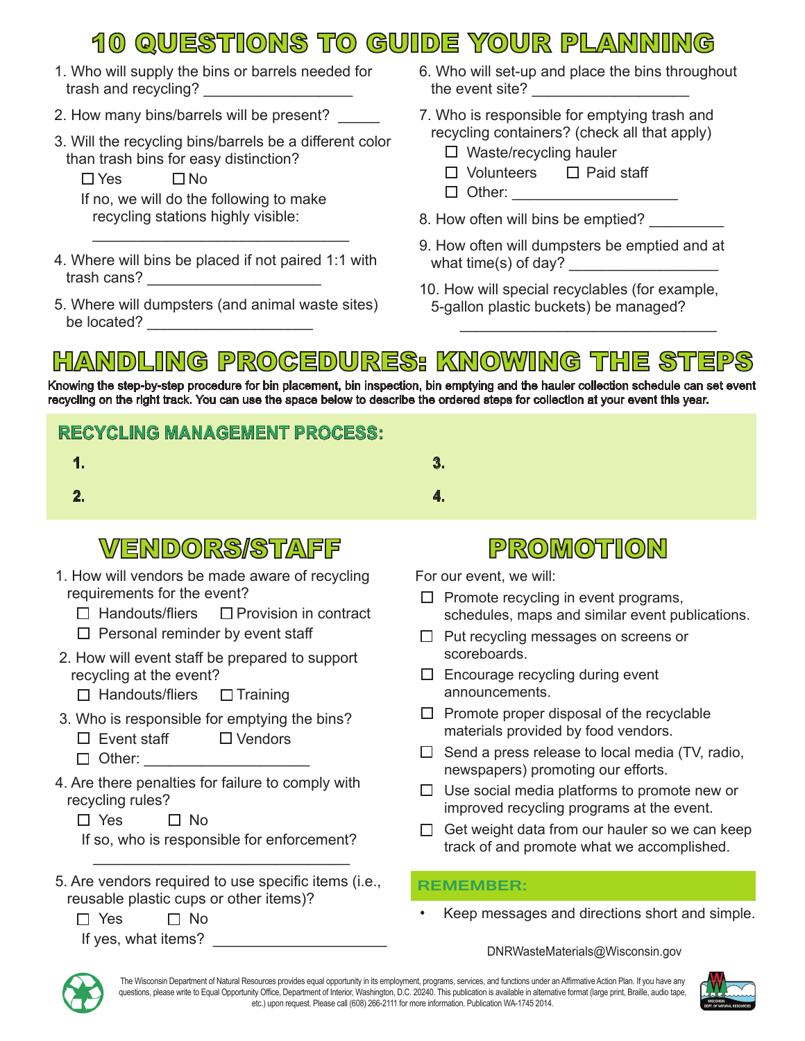# 10 QUESTIONS TO GUIDE YOUR PLANNING

1. Who will supply the bins or barrels needed for trash and recycling? _________________
2. How many bins/barrels will be present? _____
3. Will the recycling bins/barrels be a different color than trash bins for easy distinction?
   - ☐ Yes ☐ No

   If no, we will do the following to make recycling stations highly visible:

   ______________________________
4. Where will bins be placed if not paired 1:1 with trash cans? ____________________
5. Where will dumpsters (and animal waste sites) be located? ___________________
6. Who will set-up and place the bins throughout the event site? __________________
7. Who is responsible for emptying trash and recycling containers? (check all that apply)
   - ☐ Waste/recycling hauler
   - ☐ Volunteers ☐ Paid staff
   - ☐ Other: ___________________
8. How often will bins be emptied? _________
9. How often will dumpsters be emptied and at what time(s) of day? _________________
10. How will special recyclables (for example, 5-gallon plastic buckets) be managed?

    ______________________________

# HANDLING PROCEDURES: KNOWING THE STEPS

Knowing the step-by-step procedure for bin placement, bin inspection, bin emptying and the hauler collection schedule can set event recycling on the right track. You can use the space below to describe the ordered steps for collection at your event this year.

## RECYCLING MANAGEMENT PROCESS:

1.
2.
3.
4.

# VENDORS/STAFF

1. How will vendors be made aware of recycling requirements for the event?
   - ☐ Handouts/fliers ☐ Provision in contract
   - ☐ Personal reminder by event staff
2. How will event staff be prepared to support recycling at the event?
   - ☐ Handouts/fliers ☐ Training
3. Who is responsible for emptying the bins?
   - ☐ Event staff ☐ Vendors
   - ☐ Other: ___________________
4. Are there penalties for failure to comply with recycling rules?
   - ☐ Yes ☐ No

   If so, who is responsible for enforcement?

   ______________________________
5. Are vendors required to use specific items (i.e., reusable plastic cups or other items)?
   - ☐ Yes ☐ No

   If yes, what items? ____________________

# PROMOTION

For our event, we will:

- ☐ Promote recycling in event programs, schedules, maps and similar event publications.
- ☐ Put recycling messages on screens or scoreboards.
- ☐ Encourage recycling during event announcements.
- ☐ Promote proper disposal of the recyclable materials provided by food vendors.
- ☐ Send a press release to local media (TV, radio, newspapers) promoting our efforts.
- ☐ Use social media platforms to promote new or improved recycling programs at the event.
- ☐ Get weight data from our hauler so we can keep track of and promote what we accomplished.

## REMEMBER:

- Keep messages and directions short and simple.

DNRWasteMaterials@Wisconsin.gov

The Wisconsin Department of Natural Resources provides equal opportunity in its employment, programs, services, and functions under an Affirmative Action Plan. If you have any questions, please write to Equal Opportunity Office, Department of Interior, Washington, D.C. 20240. This publication is available in alternative format (large print, Braille, audio tape, etc.) upon request. Please call (608) 266-2111 for more information. Publication WA-1745 2014.